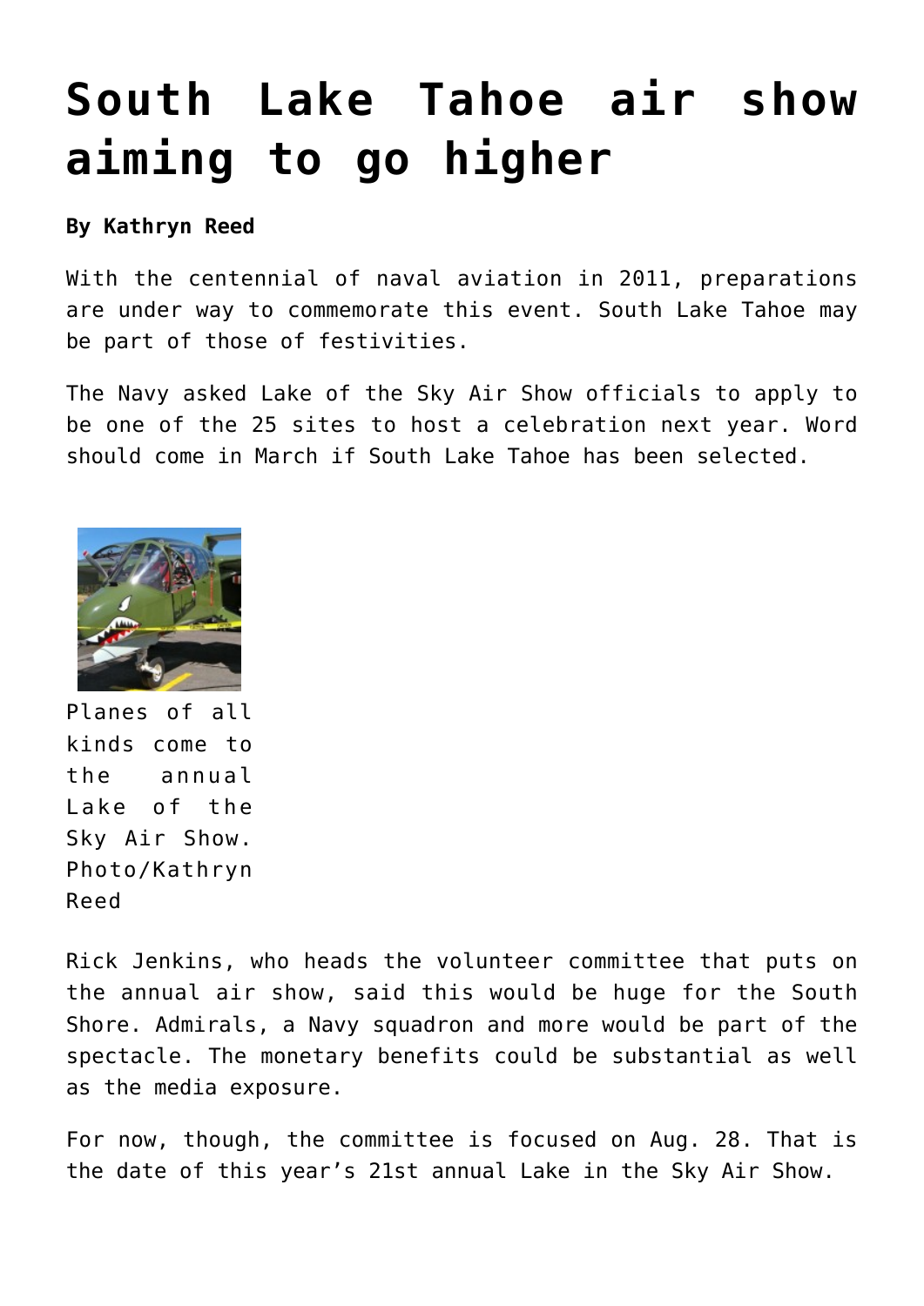# South Lake Tahoe air show aiming to go higher

**By Kathryn Reed**

With the centennial of naval aviation in 2011, preparations are under way to commemorate this event. South Lake Tahoe may be part of those of festivities.

The Navy asked Lake of the Sky Air Show officials to apply to be one of the 25 sites to host a celebration next year. Word should come in March if South Lake Tahoe has been selected.

Planes of all kinds come to the annual Lake of the Sky Air Show. Photo/Kathryn Reed

Rick Jenkins, who heads the volunteer committee that puts on the annual air show, said this would be huge for the South Shore. Admirals, a Navy squadron and more would be part of the spectacle. The monetary benefits could be substantial as well as the media exposure.

For now, though, the committee is focused on Aug. 28. That is the date of this year's 21st annual Lake in the Sky Air Show.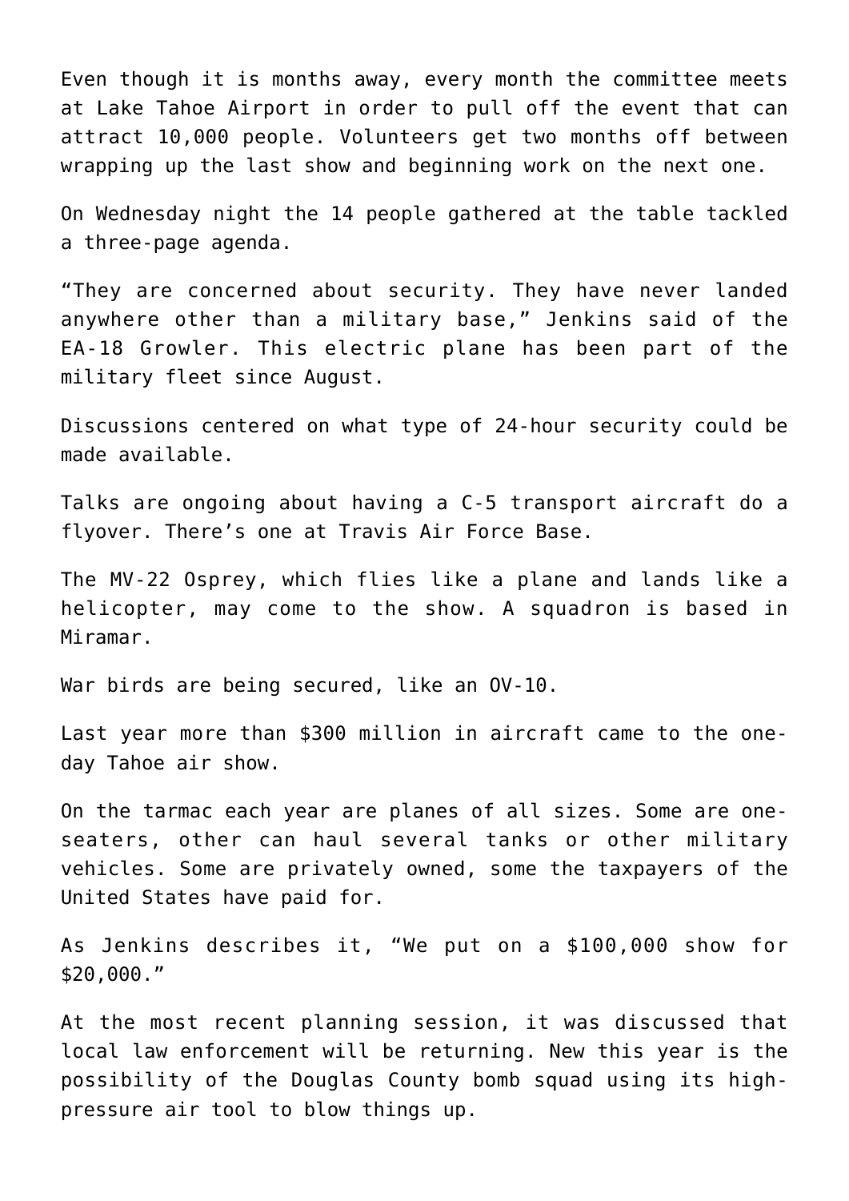Even though it is months away, every month the committee meets at Lake Tahoe Airport in order to pull off the event that can attract 10,000 people. Volunteers get two months off between wrapping up the last show and beginning work on the next one.

On Wednesday night the 14 people gathered at the table tackled a three-page agenda.

“They are concerned about security. They have never landed anywhere other than a military base,” Jenkins said of the EA-18 Growler. This electric plane has been part of the military fleet since August.

Discussions centered on what type of 24-hour security could be made available.

Talks are ongoing about having a C-5 transport aircraft do a flyover. There’s one at Travis Air Force Base.

The MV-22 Osprey, which flies like a plane and lands like a helicopter, may come to the show. A squadron is based in Miramar.

War birds are being secured, like an OV-10.

Last year more than $300 million in aircraft came to the one-day Tahoe air show.

On the tarmac each year are planes of all sizes. Some are one-seaters, other can haul several tanks or other military vehicles. Some are privately owned, some the taxpayers of the United States have paid for.

As Jenkins describes it, “We put on a $100,000 show for $20,000.”

At the most recent planning session, it was discussed that local law enforcement will be returning. New this year is the possibility of the Douglas County bomb squad using its high-pressure air tool to blow things up.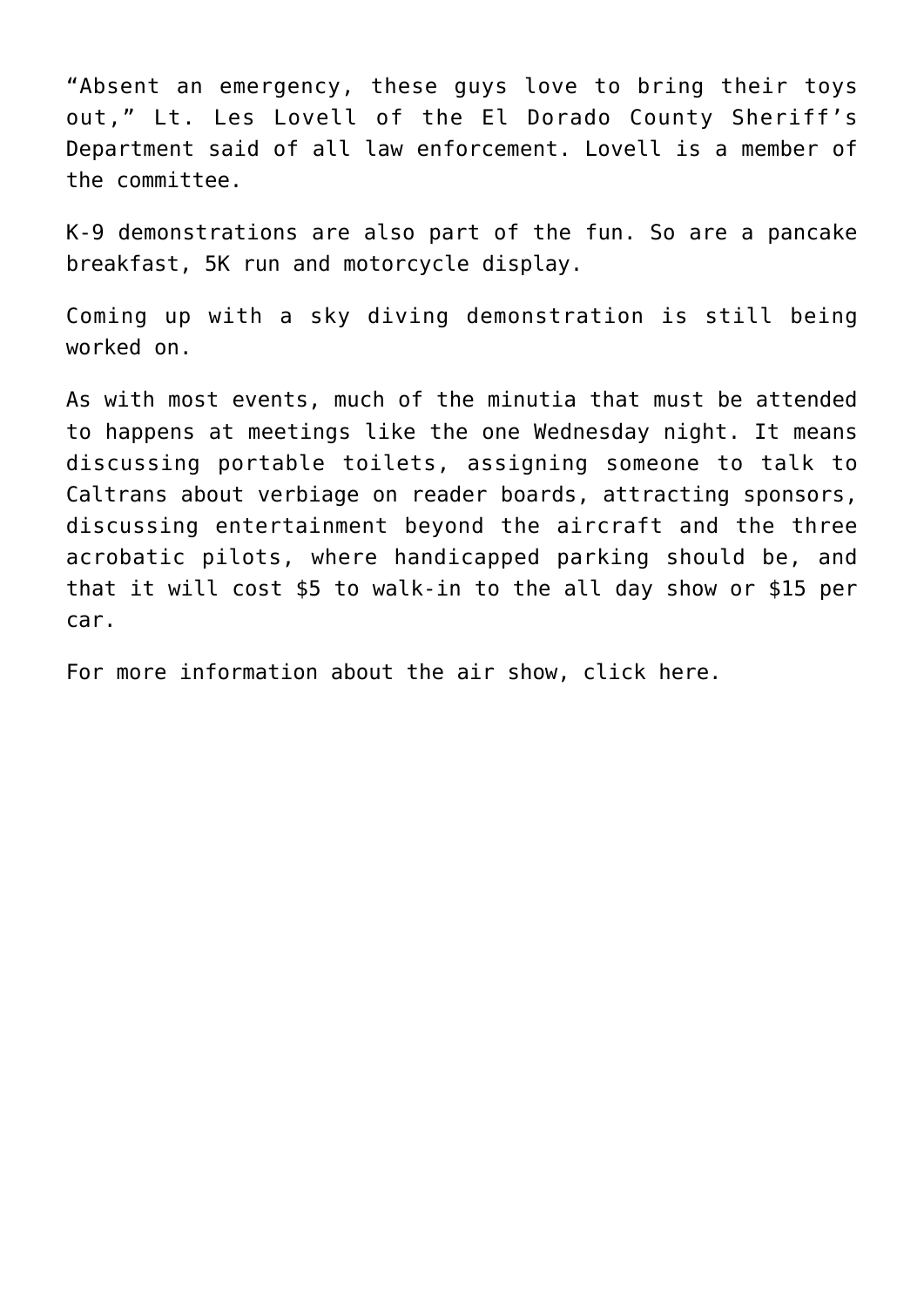"Absent an emergency, these guys love to bring their toys out," Lt. Les Lovell of the El Dorado County Sheriff's Department said of all law enforcement. Lovell is a member of the committee.

K-9 demonstrations are also part of the fun. So are a pancake breakfast, 5K run and motorcycle display.

Coming up with a sky diving demonstration is still being worked on.

As with most events, much of the minutia that must be attended to happens at meetings like the one Wednesday night. It means discussing portable toilets, assigning someone to talk to Caltrans about verbiage on reader boards, attracting sponsors, discussing entertainment beyond the aircraft and the three acrobatic pilots, where handicapped parking should be, and that it will cost $5 to walk-in to the all day show or $15 per car.

For more information about the air show, click here.